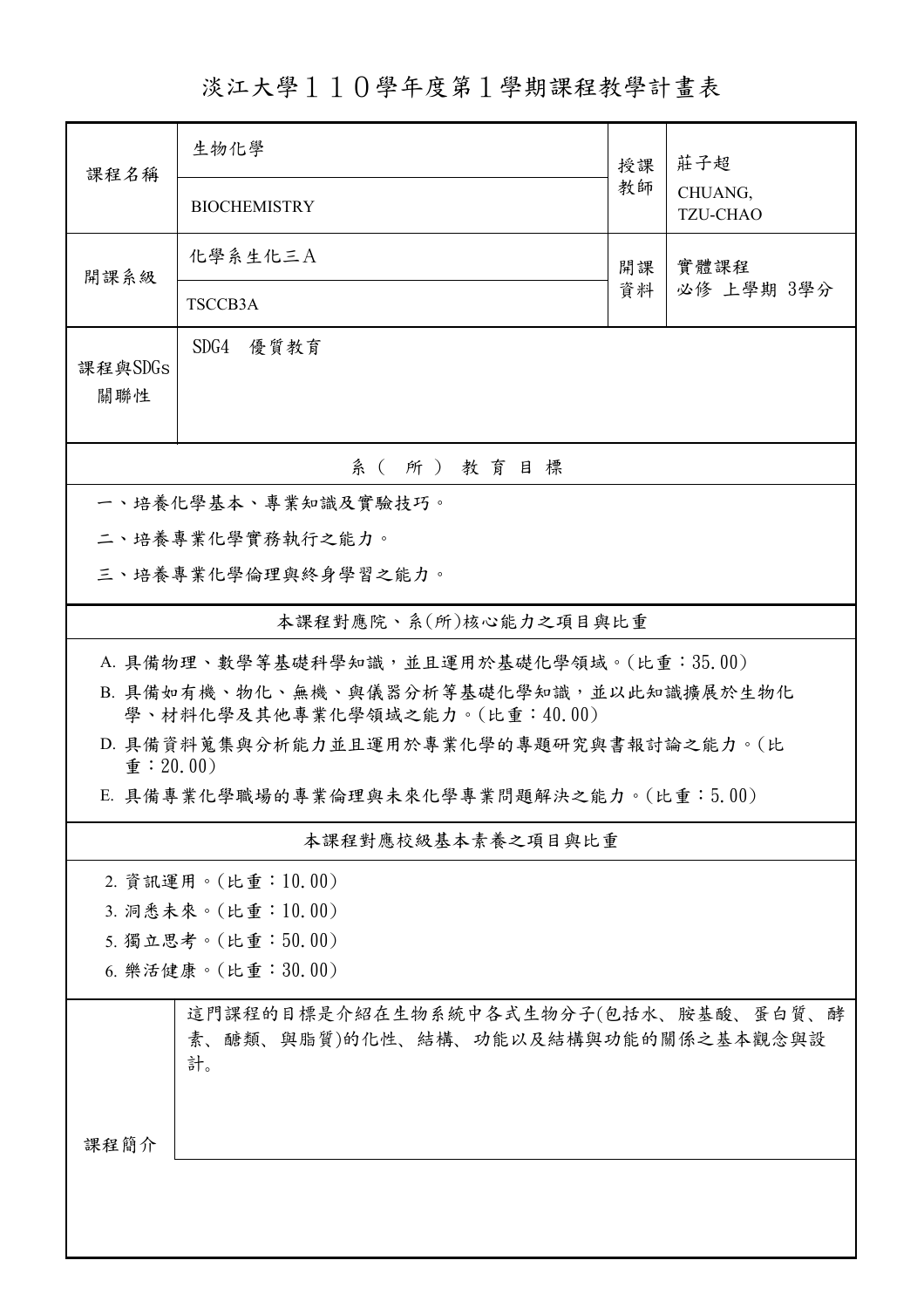# 淡江大學１１０學年度第１學期課程教學計畫表

| 課程名稱 | 生物化學 | 授課教師 | 莊子超 |
|---|---|---|---|
| | BIOCHEMISTRY | | CHUANG, TZU-CHAO |
| 開課系級 | 化學系生化三Ａ | 開課資料 | 實體課程<br>必修 上學期 3學分 |
| | TSCCB3A | | |
| 課程與SDGs關聯性 | SDG4 優質教育 | | |

## 系（所）教育目標

一、培養化學基本、專業知識及實驗技巧。

二、培養專業化學實務執行之能力。

三、培養專業化學倫理與終身學習之能力。

## 本課程對應院、系(所)核心能力之項目與比重

A. 具備物理、數學等基礎科學知識，並且運用於基礎化學領域。(比重：35.00)

B. 具備如有機、物化、無機、與儀器分析等基礎化學知識，並以此知識擴展於生物化學、材料化學及其他專業化學領域之能力。(比重：40.00)

D. 具備資料蒐集與分析能力並且運用於專業化學的專題研究與書報討論之能力。(比重：20.00)

E. 具備專業化學職場的專業倫理與未來化學專業問題解決之能力。(比重：5.00)

## 本課程對應校級基本素養之項目與比重

2. 資訊運用。(比重：10.00)
3. 洞悉未來。(比重：10.00)
5. 獨立思考。(比重：50.00)
6. 樂活健康。(比重：30.00)

| 課程簡介 | 這門課程的目標是介紹在生物系統中各式生物分子(包括水、胺基酸、蛋白質、酵素、醣類、與脂質)的化性、結構、功能以及結構與功能的關係之基本觀念與設計。 |
|---|---|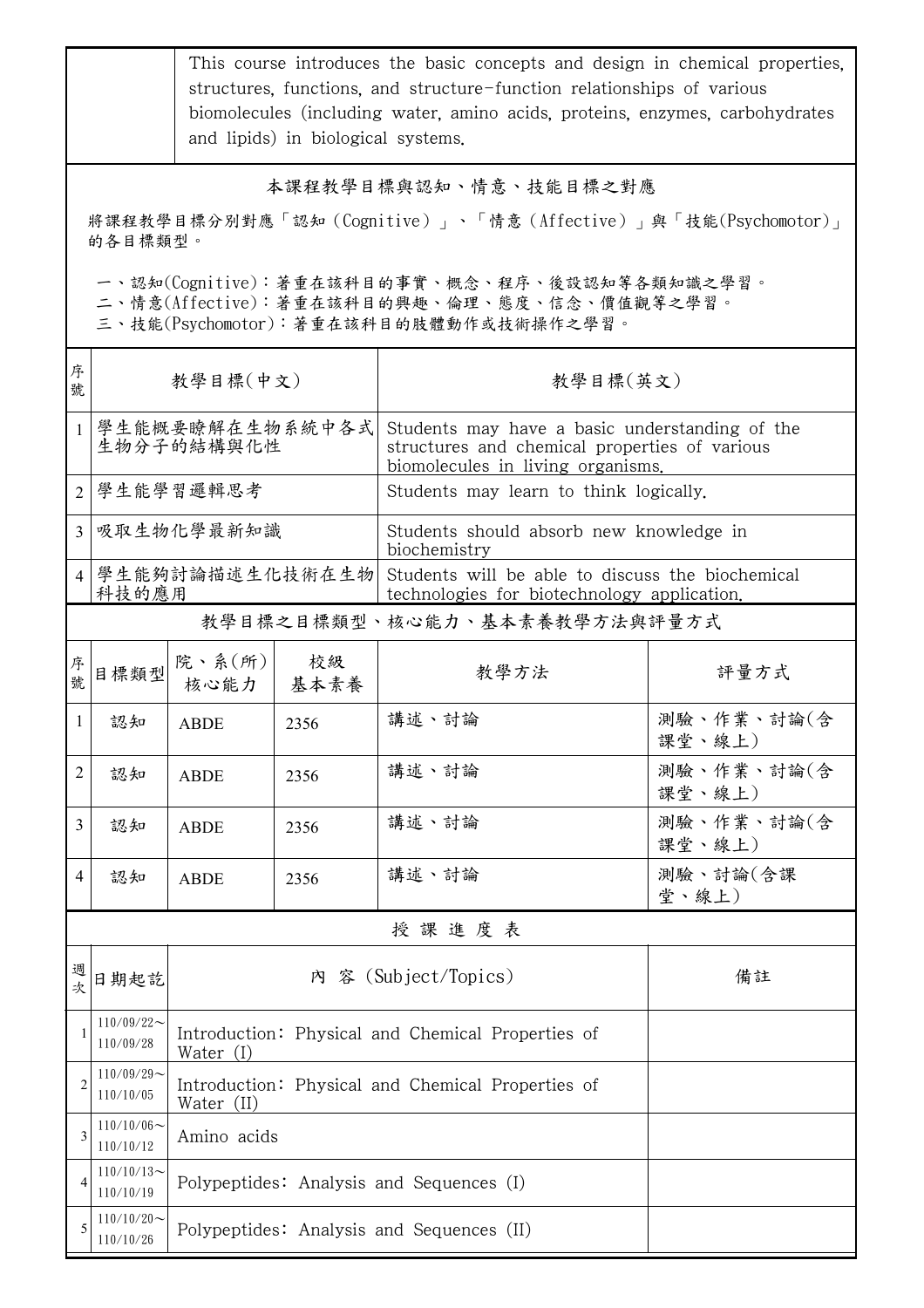| | This course introduces the basic concepts and design in chemical properties, structures, functions, and structure-function relationships of various biomolecules (including water, amino acids, proteins, enzymes, carbohydrates and lipids) in biological systems. |
|---|---|

## 本課程教學目標與認知、情意、技能目標之對應

將課程教學目標分別對應「認知（Cognitive）」、「情意（Affective）」與「技能(Psychomotor)」的各目標類型。

一、認知(Cognitive)：著重在該科目的事實、概念、程序、後設認知等各類知識之學習。
二、情意(Affective)：著重在該科目的興趣、倫理、態度、信念、價值觀等之學習。
三、技能(Psychomotor)：著重在該科目的肢體動作或技術操作之學習。

| 序號 | 教學目標(中文) | 教學目標(英文) |
|---|---|---|
| 1 | 學生能概要瞭解在生物系統中各式生物分子的結構與化性 | Students may have a basic understanding of the structures and chemical properties of various biomolecules in living organisms. |
| 2 | 學生能學習邏輯思考 | Students may learn to think logically. |
| 3 | 吸取生物化學最新知識 | Students should absorb new knowledge in biochemistry |
| 4 | 學生能夠討論描述生化技術在生物科技的應用 | Students will be able to discuss the biochemical technologies for biotechnology application. |

## 教學目標之目標類型、核心能力、基本素養教學方法與評量方式

| 序號 | 目標類型 | 院、系(所)核心能力 | 校級基本素養 | 教學方法 | 評量方式 |
|---|---|---|---|---|---|
| 1 | 認知 | ABDE | 2356 | 講述、討論 | 測驗、作業、討論(含課堂、線上) |
| 2 | 認知 | ABDE | 2356 | 講述、討論 | 測驗、作業、討論(含課堂、線上) |
| 3 | 認知 | ABDE | 2356 | 講述、討論 | 測驗、作業、討論(含課堂、線上) |
| 4 | 認知 | ABDE | 2356 | 講述、討論 | 測驗、討論(含課堂、線上) |

## 授 課 進 度 表

| 週次 | 日期起訖 | 內 容 (Subject/Topics) | 備註 |
|---|---|---|---|
| 1 | 110/09/22～110/09/28 | Introduction: Physical and Chemical Properties of Water (I) | |
| 2 | 110/09/29～110/10/05 | Introduction: Physical and Chemical Properties of Water (II) | |
| 3 | 110/10/06～110/10/12 | Amino acids | |
| 4 | 110/10/13～110/10/19 | Polypeptides: Analysis and Sequences (I) | |
| 5 | 110/10/20～110/10/26 | Polypeptides: Analysis and Sequences (II) | |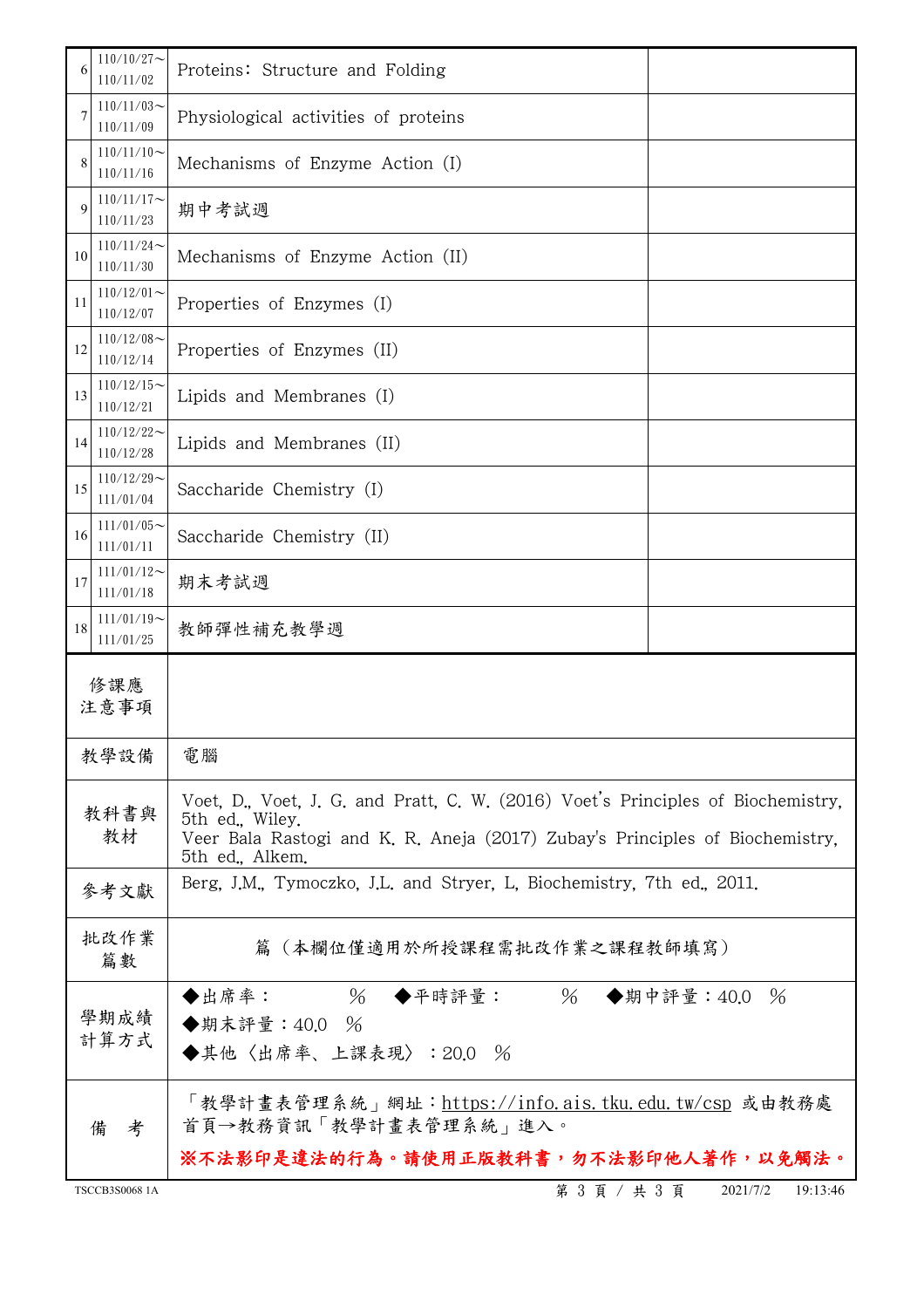| | | | |
|---|---|---|---|
| 6 | 110/10/27～<br>110/11/02 | Proteins: Structure and Folding | |
| 7 | 110/11/03～<br>110/11/09 | Physiological activities of proteins | |
| 8 | 110/11/10～<br>110/11/16 | Mechanisms of Enzyme Action (I) | |
| 9 | 110/11/17～<br>110/11/23 | 期中考試週 | |
| 10 | 110/11/24～<br>110/11/30 | Mechanisms of Enzyme Action (II) | |
| 11 | 110/12/01～<br>110/12/07 | Properties of Enzymes (I) | |
| 12 | 110/12/08～<br>110/12/14 | Properties of Enzymes (II) | |
| 13 | 110/12/15～<br>110/12/21 | Lipids and Membranes (I) | |
| 14 | 110/12/22～<br>110/12/28 | Lipids and Membranes (II) | |
| 15 | 110/12/29～<br>111/01/04 | Saccharide Chemistry (I) | |
| 16 | 111/01/05～<br>111/01/11 | Saccharide Chemistry (II) | |
| 17 | 111/01/12～<br>111/01/18 | 期末考試週 | |
| 18 | 111/01/19～<br>111/01/25 | 教師彈性補充教學週 | |

| | |
|---|---|
| 修課應注意事項 | |
| 教學設備 | 電腦 |
| 教科書與教材 | Voet, D., Voet, J. G. and Pratt, C. W. (2016) Voet's Principles of Biochemistry, 5th ed., Wiley.<br>Veer Bala Rastogi and K. R. Aneja (2017) Zubay's Principles of Biochemistry, 5th ed., Alkem. |
| 參考文獻 | Berg, J.M., Tymoczko, J.L. and Stryer, L, Biochemistry, 7th ed., 2011. |
| 批改作業篇數 | 篇（本欄位僅適用於所授課程需批改作業之課程教師填寫） |
| 學期成績計算方式 | ◆出席率： ％ ◆平時評量： ％ ◆期中評量：40.0 ％<br>◆期末評量：40.0 ％<br>◆其他〈出席率、上課表現〉：20.0 ％ |
| 備　考 | 「教學計畫表管理系統」網址：https://info.ais.tku.edu.tw/csp 或由教務處首頁→教務資訊「教學計畫表管理系統」進入。<br>**※不法影印是違法的行為。請使用正版教科書，勿不法影印他人著作，以免觸法。** |

TSCCB3S0068 1A　　　2021/7/2　19:13:46